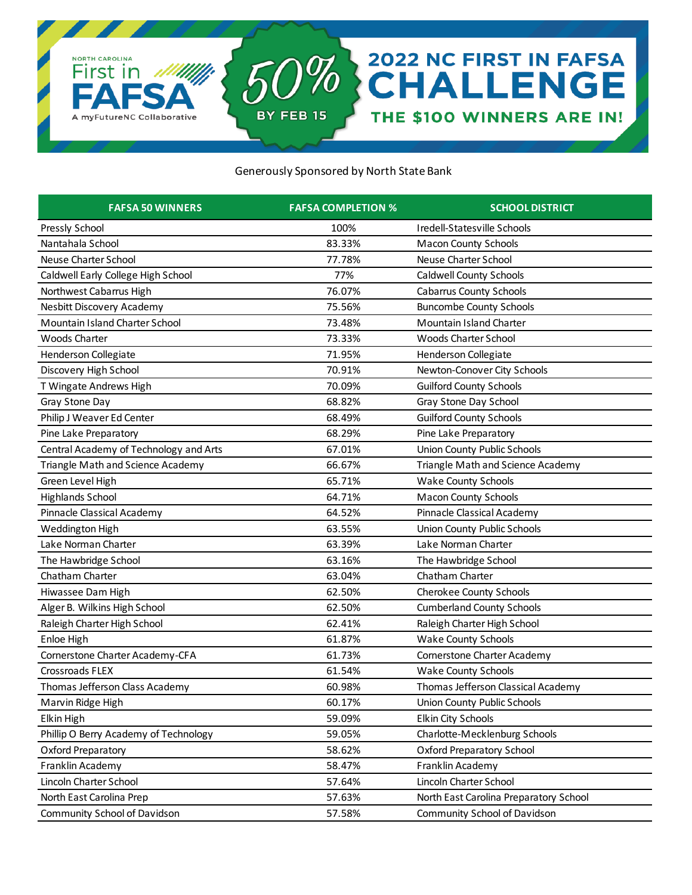NORTH CAROLINA First in FAFSA

A myFutureNC Collaborative

50% BY FEB 15

# 2022 NC FIRST IN FAFSA CHALLENGE

## THE $100 WINNERS ARE IN!

Generously Sponsored by North State Bank

| FAFSA 50 WINNERS | FAFSA COMPLETION % | SCHOOL DISTRICT |
|---|---|---|
| Pressly School | 100% | Iredell-Statesville Schools |
| Nantahala School | 83.33% | Macon County Schools |
| Neuse Charter School | 77.78% | Neuse Charter School |
| Caldwell Early College High School | 77% | Caldwell County Schools |
| Northwest Cabarrus High | 76.07% | Cabarrus County Schools |
| Nesbitt Discovery Academy | 75.56% | Buncombe County Schools |
| Mountain Island Charter School | 73.48% | Mountain Island Charter |
| Woods Charter | 73.33% | Woods Charter School |
| Henderson Collegiate | 71.95% | Henderson Collegiate |
| Discovery High School | 70.91% | Newton-Conover City Schools |
| T Wingate Andrews High | 70.09% | Guilford County Schools |
| Gray Stone Day | 68.82% | Gray Stone Day School |
| Philip J Weaver Ed Center | 68.49% | Guilford County Schools |
| Pine Lake Preparatory | 68.29% | Pine Lake Preparatory |
| Central Academy of Technology and Arts | 67.01% | Union County Public Schools |
| Triangle Math and Science Academy | 66.67% | Triangle Math and Science Academy |
| Green Level High | 65.71% | Wake County Schools |
| Highlands School | 64.71% | Macon County Schools |
| Pinnacle Classical Academy | 64.52% | Pinnacle Classical Academy |
| Weddington High | 63.55% | Union County Public Schools |
| Lake Norman Charter | 63.39% | Lake Norman Charter |
| The Hawbridge School | 63.16% | The Hawbridge School |
| Chatham Charter | 63.04% | Chatham Charter |
| Hiwassee Dam High | 62.50% | Cherokee County Schools |
| Alger B. Wilkins High School | 62.50% | Cumberland County Schools |
| Raleigh Charter High School | 62.41% | Raleigh Charter High School |
| Enloe High | 61.87% | Wake County Schools |
| Cornerstone Charter Academy-CFA | 61.73% | Cornerstone Charter Academy |
| Crossroads FLEX | 61.54% | Wake County Schools |
| Thomas Jefferson Class Academy | 60.98% | Thomas Jefferson Classical Academy |
| Marvin Ridge High | 60.17% | Union County Public Schools |
| Elkin High | 59.09% | Elkin City Schools |
| Phillip O Berry Academy of Technology | 59.05% | Charlotte-Mecklenburg Schools |
| Oxford Preparatory | 58.62% | Oxford Preparatory School |
| Franklin Academy | 58.47% | Franklin Academy |
| Lincoln Charter School | 57.64% | Lincoln Charter School |
| North East Carolina Prep | 57.63% | North East Carolina Preparatory School |
| Community School of Davidson | 57.58% | Community School of Davidson |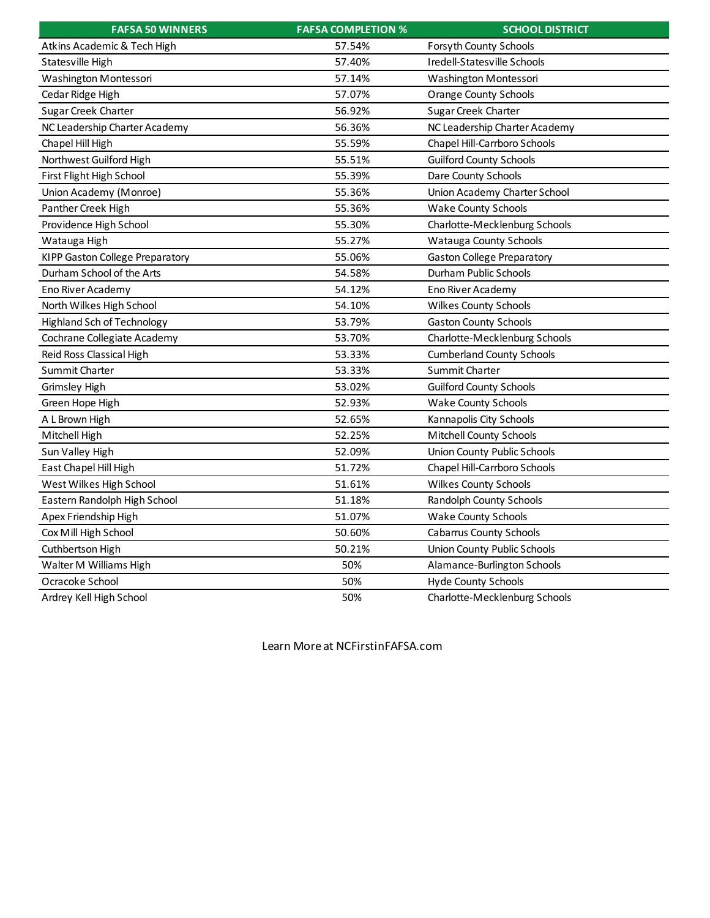| FAFSA 50 WINNERS | FAFSA COMPLETION % | SCHOOL DISTRICT |
| --- | --- | --- |
| Atkins Academic & Tech High | 57.54% | Forsyth County Schools |
| Statesville High | 57.40% | Iredell-Statesville Schools |
| Washington Montessori | 57.14% | Washington Montessori |
| Cedar Ridge High | 57.07% | Orange County Schools |
| Sugar Creek Charter | 56.92% | Sugar Creek Charter |
| NC Leadership Charter Academy | 56.36% | NC Leadership Charter Academy |
| Chapel Hill High | 55.59% | Chapel Hill-Carrboro Schools |
| Northwest Guilford High | 55.51% | Guilford County Schools |
| First Flight High School | 55.39% | Dare County Schools |
| Union Academy (Monroe) | 55.36% | Union Academy Charter School |
| Panther Creek High | 55.36% | Wake County Schools |
| Providence High School | 55.30% | Charlotte-Mecklenburg Schools |
| Watauga High | 55.27% | Watauga County Schools |
| KIPP Gaston College Preparatory | 55.06% | Gaston College Preparatory |
| Durham School of the Arts | 54.58% | Durham Public Schools |
| Eno River Academy | 54.12% | Eno River Academy |
| North Wilkes High School | 54.10% | Wilkes County Schools |
| Highland Sch of Technology | 53.79% | Gaston County Schools |
| Cochrane Collegiate Academy | 53.70% | Charlotte-Mecklenburg Schools |
| Reid Ross Classical High | 53.33% | Cumberland County Schools |
| Summit Charter | 53.33% | Summit Charter |
| Grimsley High | 53.02% | Guilford County Schools |
| Green Hope High | 52.93% | Wake County Schools |
| A L Brown High | 52.65% | Kannapolis City Schools |
| Mitchell High | 52.25% | Mitchell County Schools |
| Sun Valley High | 52.09% | Union County Public Schools |
| East Chapel Hill High | 51.72% | Chapel Hill-Carrboro Schools |
| West Wilkes High School | 51.61% | Wilkes County Schools |
| Eastern Randolph High School | 51.18% | Randolph County Schools |
| Apex Friendship High | 51.07% | Wake County Schools |
| Cox Mill High School | 50.60% | Cabarrus County Schools |
| Cuthbertson High | 50.21% | Union County Public Schools |
| Walter M Williams High | 50% | Alamance-Burlington Schools |
| Ocracoke School | 50% | Hyde County Schools |
| Ardrey Kell High School | 50% | Charlotte-Mecklenburg Schools |

Learn More at NCFirstinFAFSA.com